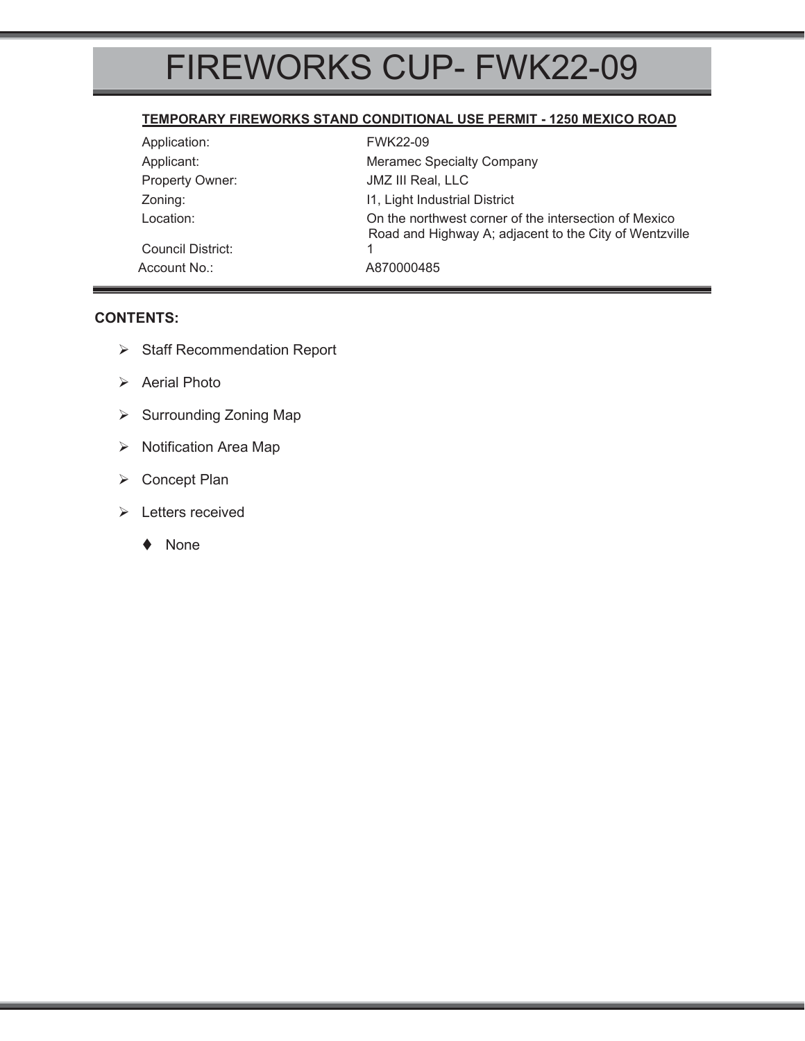# FIREWORKS CUP- FWK22-09

**TEMPORARY FIREWORKS STAND CONDITIONAL USE PERMIT - 1250 MEXICO ROAD**

| | |
|---|---|
| Application: | FWK22-09 |
| Applicant: | Meramec Specialty Company |
| Property Owner: | JMZ III Real, LLC |
| Zoning: | I1, Light Industrial District |
| Location: | On the northwest corner of the intersection of Mexico Road and Highway A; adjacent to the City of Wentzville |
| Council District: | 1 |
| Account No.: | A870000485 |

**CONTENTS:**

- Staff Recommendation Report
- Aerial Photo
- Surrounding Zoning Map
- Notification Area Map
- Concept Plan
- Letters received
  - None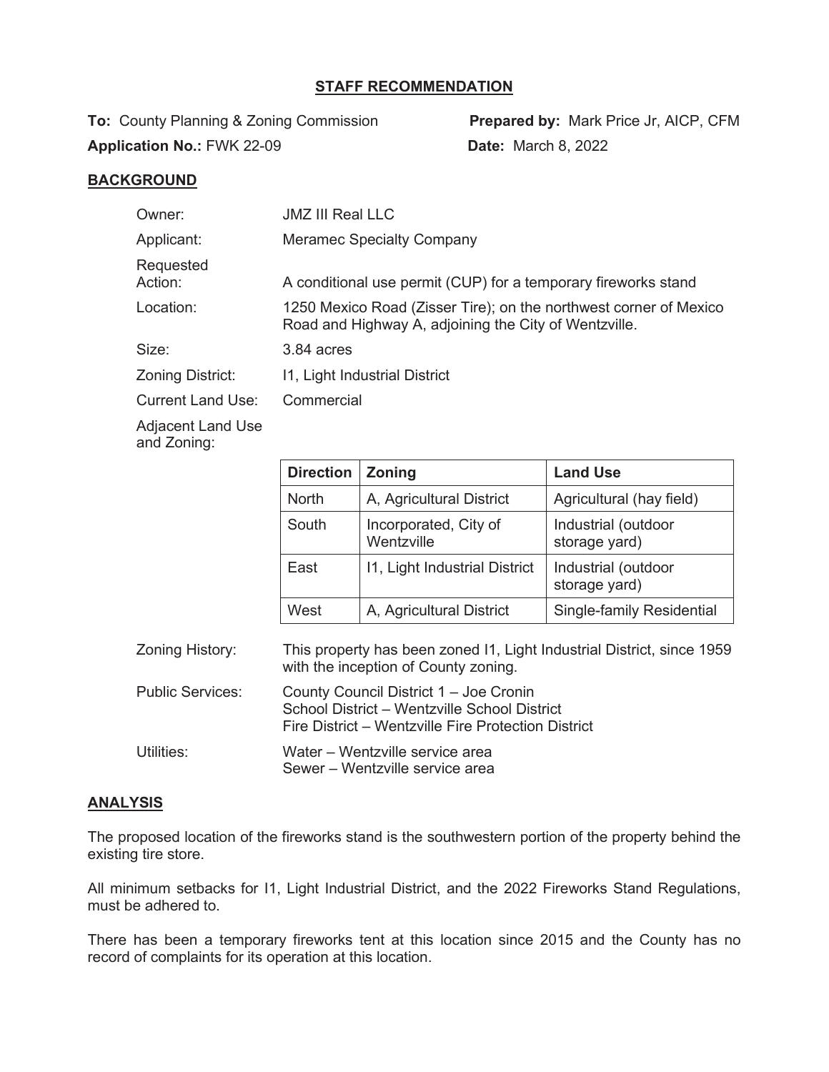## STAFF RECOMMENDATION

**To:** County Planning & Zoning Commission **Prepared by:** Mark Price Jr, AICP, CFM

**Application No.:** FWK 22-09 **Date:** March 8, 2022

## BACKGROUND

Owner: JMZ III Real LLC

Applicant: Meramec Specialty Company

Requested Action: A conditional use permit (CUP) for a temporary fireworks stand

Location: 1250 Mexico Road (Zisser Tire); on the northwest corner of Mexico Road and Highway A, adjoining the City of Wentzville.

Size: 3.84 acres

Zoning District: I1, Light Industrial District

Current Land Use: Commercial

Adjacent Land Use and Zoning:

| Direction | Zoning | Land Use |
|---|---|---|
| North | A, Agricultural District | Agricultural (hay field) |
| South | Incorporated, City of Wentzville | Industrial (outdoor storage yard) |
| East | I1, Light Industrial District | Industrial (outdoor storage yard) |
| West | A, Agricultural District | Single-family Residential |

Zoning History: This property has been zoned I1, Light Industrial District, since 1959 with the inception of County zoning.

Public Services: County Council District 1 – Joe Cronin
School District – Wentzville School District
Fire District – Wentzville Fire Protection District

Utilities: Water – Wentzville service area
Sewer – Wentzville service area

## ANALYSIS

The proposed location of the fireworks stand is the southwestern portion of the property behind the existing tire store.

All minimum setbacks for I1, Light Industrial District, and the 2022 Fireworks Stand Regulations, must be adhered to.

There has been a temporary fireworks tent at this location since 2015 and the County has no record of complaints for its operation at this location.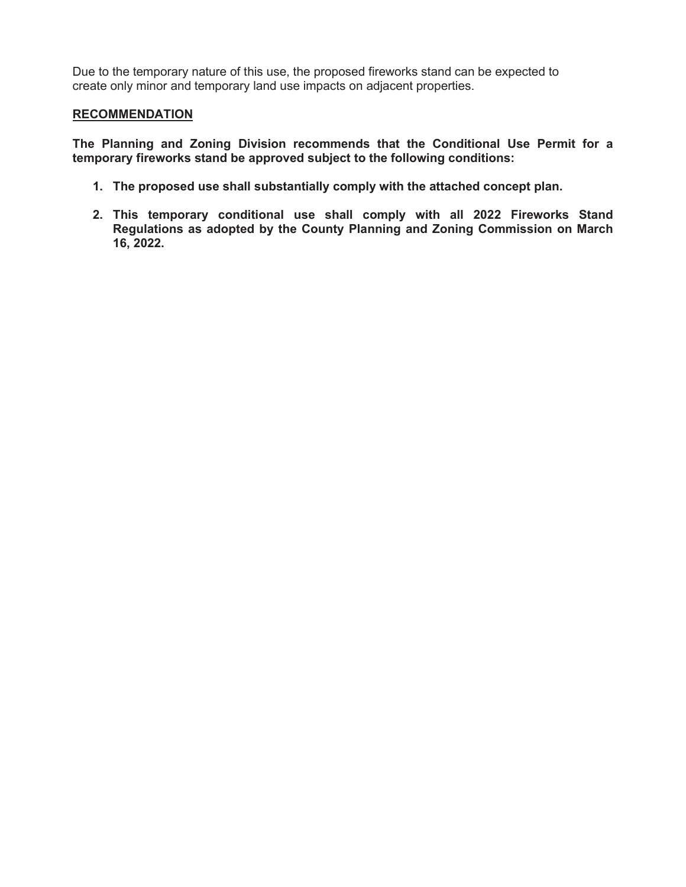Due to the temporary nature of this use, the proposed fireworks stand can be expected to create only minor and temporary land use impacts on adjacent properties.

## RECOMMENDATION

**The Planning and Zoning Division recommends that the Conditional Use Permit for a temporary fireworks stand be approved subject to the following conditions:**

1. **The proposed use shall substantially comply with the attached concept plan.**

2. **This temporary conditional use shall comply with all 2022 Fireworks Stand Regulations as adopted by the County Planning and Zoning Commission on March 16, 2022.**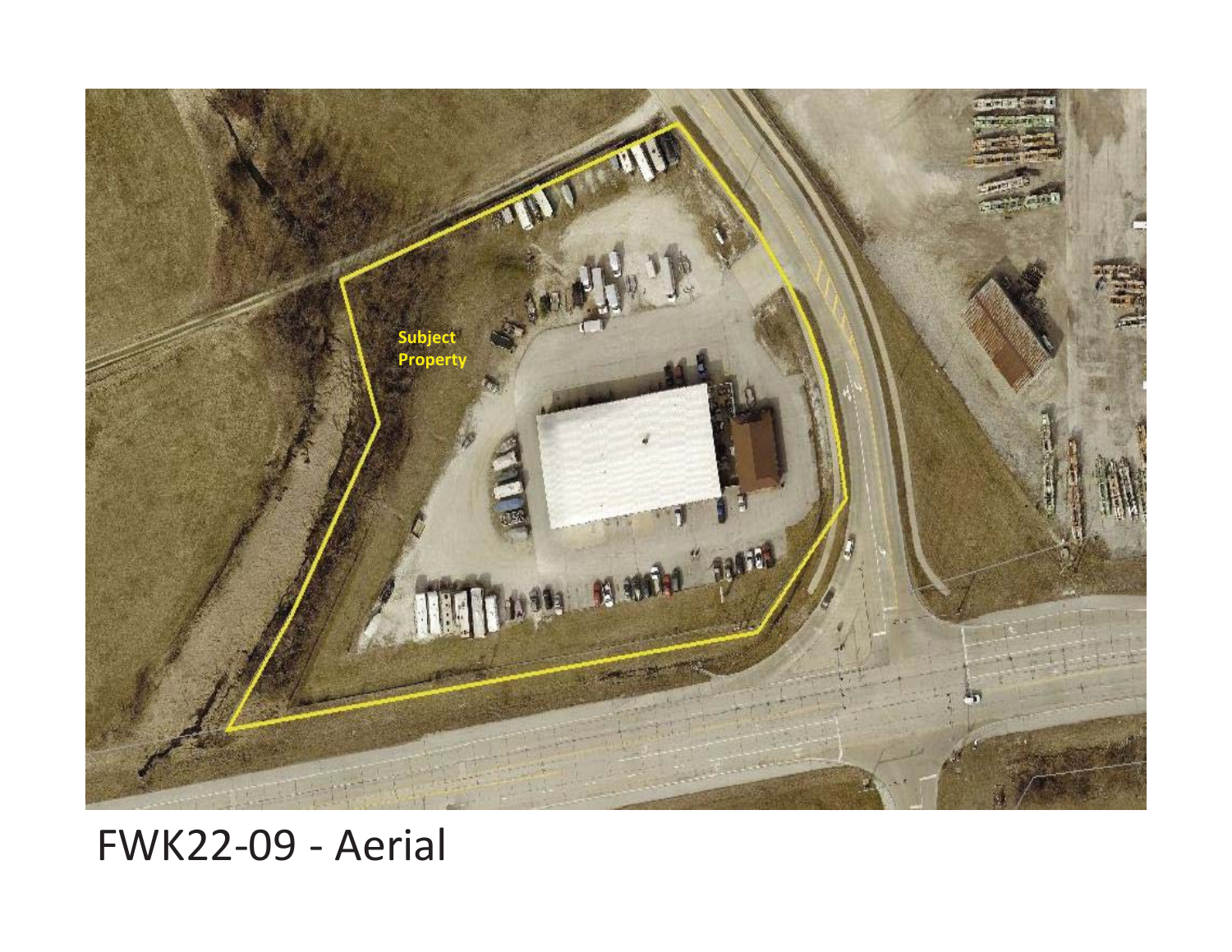Subject Property

FWK22-09 - Aerial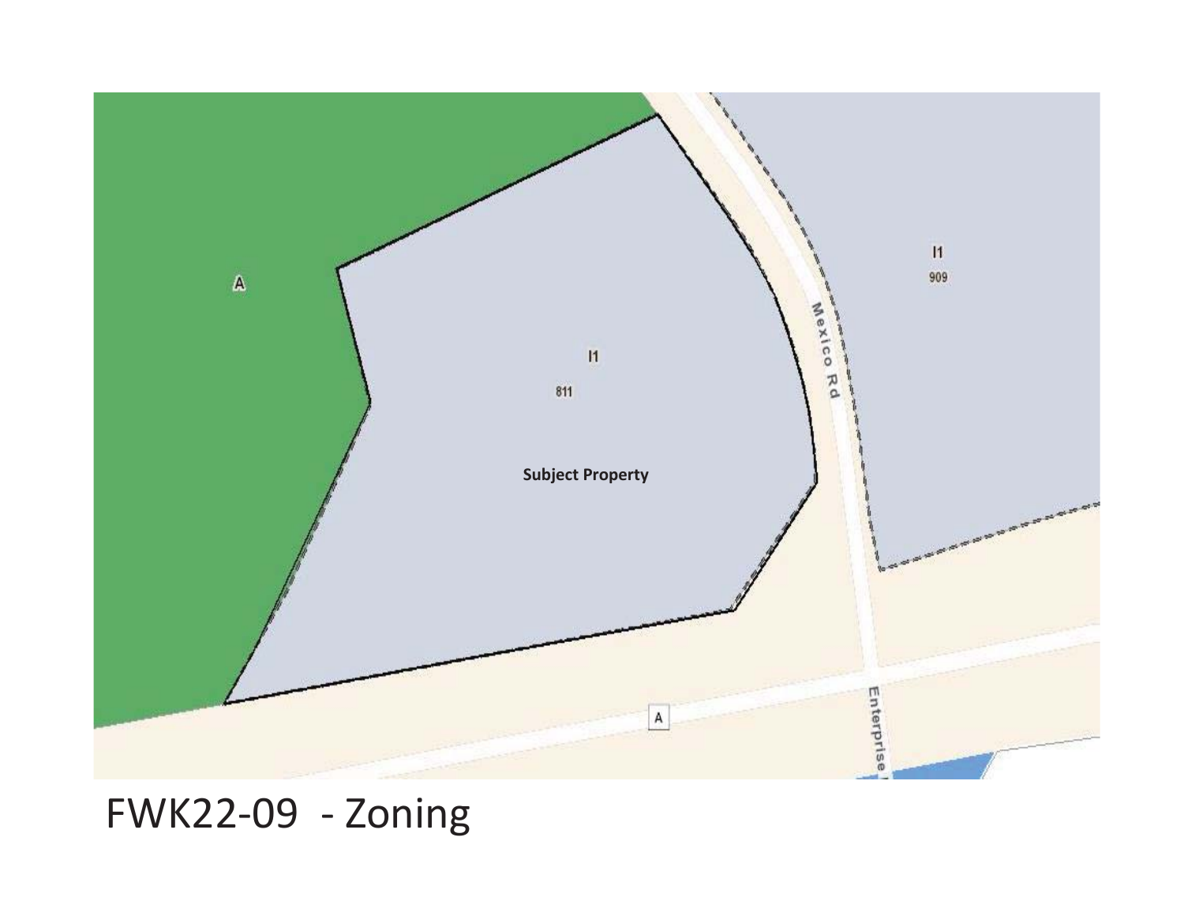A

I1

811

Subject Property

Mexico Rd

I1

909

A

Enterprise

FWK22-09 - Zoning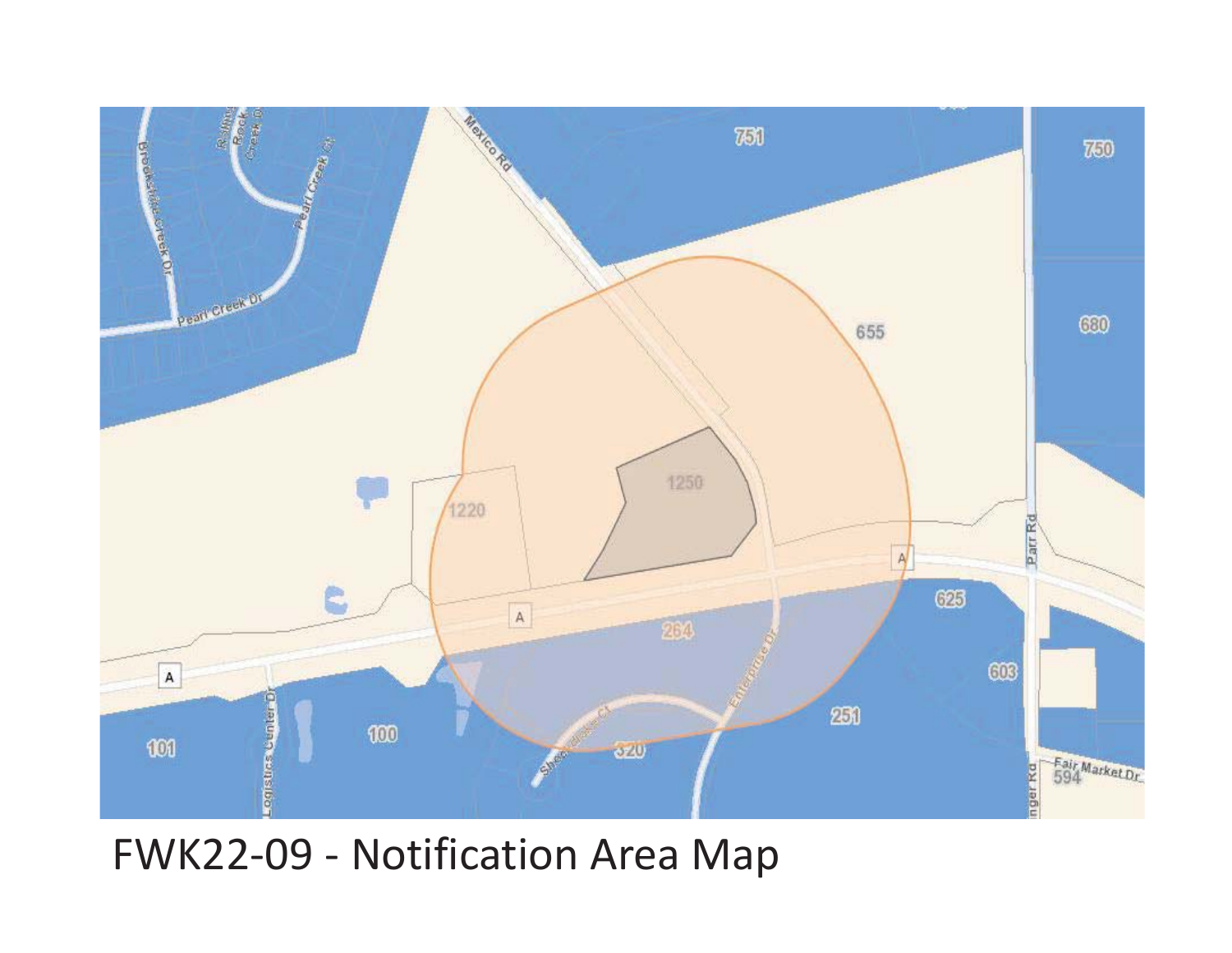FWK22-09 - Notification Area Map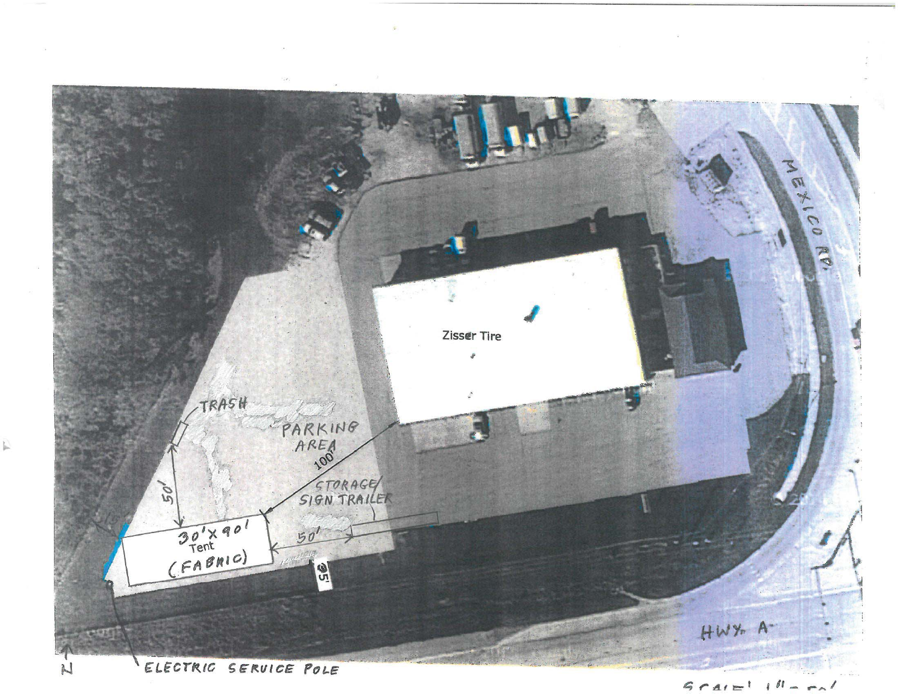MEXICO RD.

Zisser Tire

TRASH

PARKING AREA

100'

50'

STORAGE/ SIGN TRAILER

30'x90' Tent (FABRIC)

50'

35'

HWY. A

N

ELECTRIC SERVICE POLE

SCALE: 1" = 50'